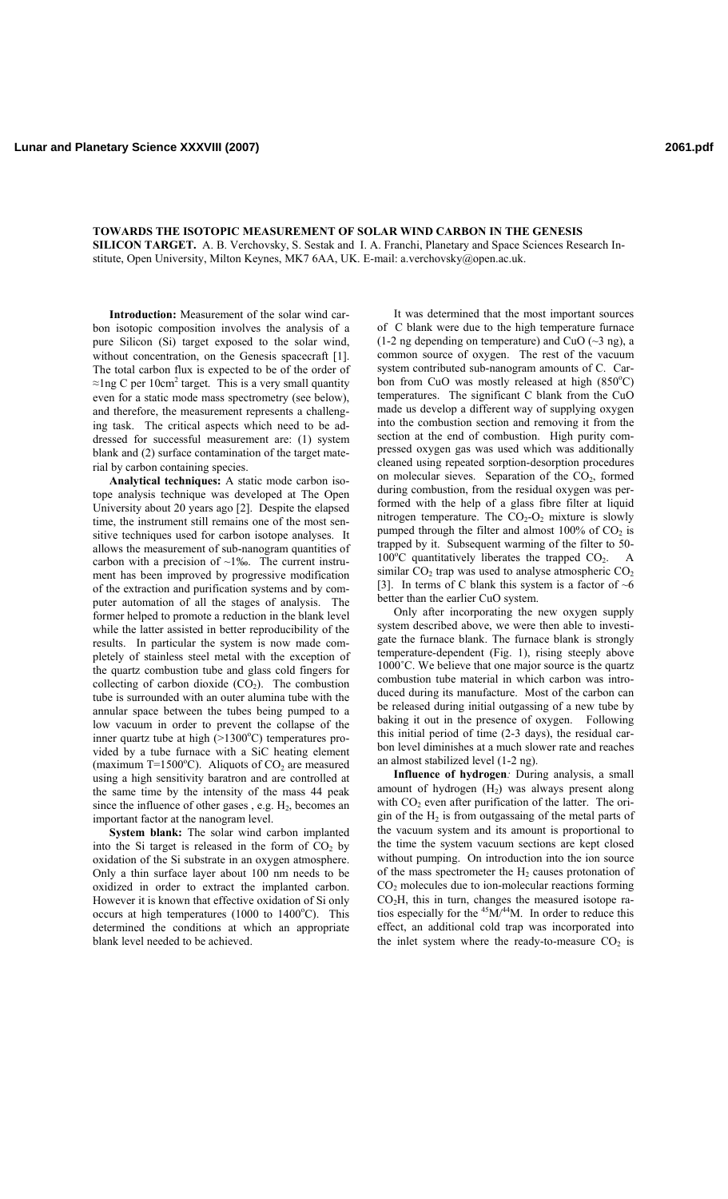# TOWARDS THE ISOTOPIC MEASUREMENT OF SOLAR WIND CARBON IN THE GENESIS SILICON TARGET.

A. B. Verchovsky, S. Sestak and I. A. Franchi, Planetary and Space Sciences Research Institute, Open University, Milton Keynes, MK7 6AA, UK. E-mail: a.verchovsky@open.ac.uk.

**Introduction:** Measurement of the solar wind carbon isotopic composition involves the analysis of a pure Silicon (Si) target exposed to the solar wind, without concentration, on the Genesis spacecraft [1]. The total carbon flux is expected to be of the order of ≈1ng C per $10cm^2$ target. This is a very small quantity even for a static mode mass spectrometry (see below), and therefore, the measurement represents a challenging task. The critical aspects which need to be addressed for successful measurement are: (1) system blank and (2) surface contamination of the target material by carbon containing species.

**Analytical techniques:** A static mode carbon isotope analysis technique was developed at The Open University about 20 years ago [2]. Despite the elapsed time, the instrument still remains one of the most sensitive techniques used for carbon isotope analyses. It allows the measurement of sub-nanogram quantities of carbon with a precision of ~1‰. The current instrument has been improved by progressive modification of the extraction and purification systems and by computer automation of all the stages of analysis. The former helped to promote a reduction in the blank level while the latter assisted in better reproducibility of the results. In particular the system is now made completely of stainless steel metal with the exception of the quartz combustion tube and glass cold fingers for collecting of carbon dioxide ($CO_2$). The combustion tube is surrounded with an outer alumina tube with the annular space between the tubes being pumped to a low vacuum in order to prevent the collapse of the inner quartz tube at high (>1300°C) temperatures provided by a tube furnace with a SiC heating element (maximum T=1500°C). Aliquots of $CO_2$ are measured using a high sensitivity baratron and are controlled at the same time by the intensity of the mass 44 peak since the influence of other gases , e.g. $H_2$, becomes an important factor at the nanogram level.

**System blank:** The solar wind carbon implanted into the Si target is released in the form of $CO_2$ by oxidation of the Si substrate in an oxygen atmosphere. Only a thin surface layer about 100 nm needs to be oxidized in order to extract the implanted carbon. However it is known that effective oxidation of Si only occurs at high temperatures (1000 to 1400°C). This determined the conditions at which an appropriate blank level needed to be achieved.

It was determined that the most important sources of C blank were due to the high temperature furnace (1-2 ng depending on temperature) and CuO (~3 ng), a common source of oxygen. The rest of the vacuum system contributed sub-nanogram amounts of C. Carbon from CuO was mostly released at high (850°C) temperatures. The significant C blank from the CuO made us develop a different way of supplying oxygen into the combustion section and removing it from the section at the end of combustion. High purity compressed oxygen gas was used which was additionally cleaned using repeated sorption-desorption procedures on molecular sieves. Separation of the $CO_2$, formed during combustion, from the residual oxygen was performed with the help of a glass fibre filter at liquid nitrogen temperature. The $CO_2$-$O_2$ mixture is slowly pumped through the filter and almost 100% of $CO_2$ is trapped by it. Subsequent warming of the filter to 50-100°C quantitatively liberates the trapped $CO_2$. A similar $CO_2$ trap was used to analyse atmospheric $CO_2$ [3]. In terms of C blank this system is a factor of ~6 better than the earlier CuO system.

Only after incorporating the new oxygen supply system described above, we were then able to investigate the furnace blank. The furnace blank is strongly temperature-dependent (Fig. 1), rising steeply above 1000°C. We believe that one major source is the quartz combustion tube material in which carbon was introduced during its manufacture. Most of the carbon can be released during initial outgassing of a new tube by baking it out in the presence of oxygen. Following this initial period of time (2-3 days), the residual carbon level diminishes at a much slower rate and reaches an almost stabilized level (1-2 ng).

***Influence of hydrogen:*** During analysis, a small amount of hydrogen ($H_2$) was always present along with $CO_2$ even after purification of the latter. The origin of the $H_2$ is from outgassaing of the metal parts of the vacuum system and its amount is proportional to the time the system vacuum sections are kept closed without pumping. On introduction into the ion source of the mass spectrometer the $H_2$ causes protonation of $CO_2$ molecules due to ion-molecular reactions forming $CO_2H$, this in turn, changes the measured isotope ratios especially for the $^{45}M/^{44}M$. In order to reduce this effect, an additional cold trap was incorporated into the inlet system where the ready-to-measure $CO_2$ is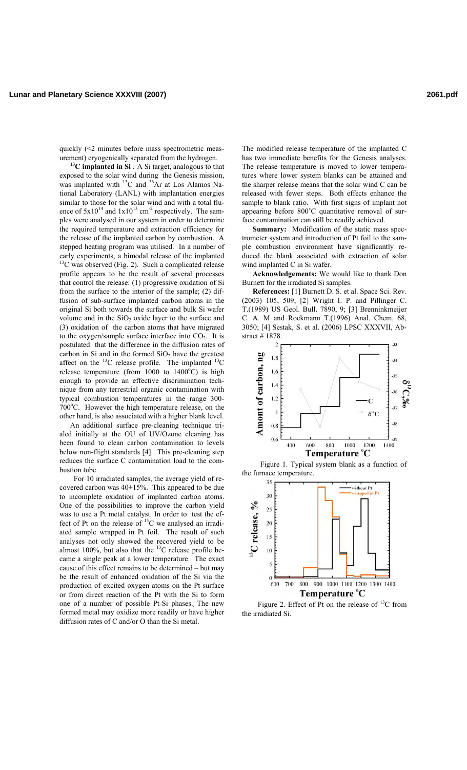quickly (<2 minutes before mass spectrometric measurement) cryogenically separated from the hydrogen.

**$^{13}$C implanted in Si** *:* A Si target, analogous to that exposed to the solar wind during the Genesis mission, was implanted with $^{13}$C and $^{36}$Ar at Los Alamos National Laboratory (LANL) with implantation energies similar to those for the solar wind and with a total fluence of $5x10^{14}$ and $1x10^{13}$ cm$^{-2}$ respectively. The samples were analysed in our system in order to determine the required temperature and extraction efficiency for the release of the implanted carbon by combustion. A stepped heating program was utilised. In a number of early experiments, a bimodal release of the implanted $^{13}$C was observed (Fig. 2). Such a complicated release profile appears to be the result of several processes that control the release: (1) progressive oxidation of Si from the surface to the interior of the sample; (2) diffusion of sub-surface implanted carbon atoms in the original Si both towards the surface and bulk Si wafer volume and in the $SiO_2$ oxide layer to the surface and (3) oxidation of the carbon atoms that have migrated to the oxygen/sample surface interface into $CO_2$. It is postulated that the difference in the diffusion rates of carbon in Si and in the formed $SiO_2$ have the greatest affect on the $^{13}$C release profile. The implanted $^{13}$C release temperature (from 1000 to 1400°C) is high enough to provide an effective discrimination technique from any terrestrial organic contamination with typical combustion temperatures in the range 300-700°C. However the high temperature release, on the other hand, is also associated with a higher blank level.

An additional surface pre-cleaning technique trialed initially at the OU of UV/Ozone cleaning has been found to clean carbon contamination to levels below non-flight standards [4]. This pre-cleaning step reduces the surface C contamination load to the combustion tube.

For 10 irradiated samples, the average yield of recovered carbon was 40±15%. This appeared to be due to incomplete oxidation of implanted carbon atoms. One of the possibilities to improve the carbon yield was to use a Pt metal catalyst. In order to test the effect of Pt on the release of $^{13}$C we analysed an irradiated sample wrapped in Pt foil. The result of such analyses not only showed the recovered yield to be almost 100%, but also that the $^{13}$C release profile became a single peak at a lower temperature. The exact cause of this effect remains to be determined – but may be the result of enhanced oxidation of the Si via the production of excited oxygen atoms on the Pt surface or from direct reaction of the Pt with the Si to form one of a number of possible Pt-Si phases. The new formed metal may oxidize more readily or have higher diffusion rates of C and/or O than the Si metal.

The modified release temperature of the implanted C has two immediate benefits for the Genesis analyses. The release temperature is moved to lower temperatures where lower system blanks can be attained and the sharper release means that the solar wind C can be released with fewer steps. Both effects enhance the sample to blank ratio. With first signs of implant not appearing before 800˚C quantitative removal of surface contamination can still be readily achieved.

**Summary:** Modification of the static mass spectrometer system and introduction of Pt foil to the sample combustion environment have significantly reduced the blank associated with extraction of solar wind implanted C in Si wafer.

**Acknowledgements:** We would like to thank Don Burnett for the irradiated Si samples.

**References:** [1] Burnett D. S. et al. Space Sci. Rev. (2003) 105, 509; [2] Wright I. P. and Pillinger C. T.(1989) US Geol. Bull. 7890, 9; [3] Brenninkmeijer C. A. M and Rockmann T.(1996) Anal. Chem. 68, 3050; [4] Sestak, S. et al. (2006) LPSC XXXVII, Abstract # 1878.

Amont of carbon, ng
$\delta^{13}$C,‰
C
$\delta^{13}$C
Temperature °C

Figure 1. Typical system blank as a function of the furnace temperature.

$^{13}$C release, %
without Pt
wrapped in Pt
Temperature °C

Figure 2. Effect of Pt on the release of $^{13}$C from the irradiated Si.